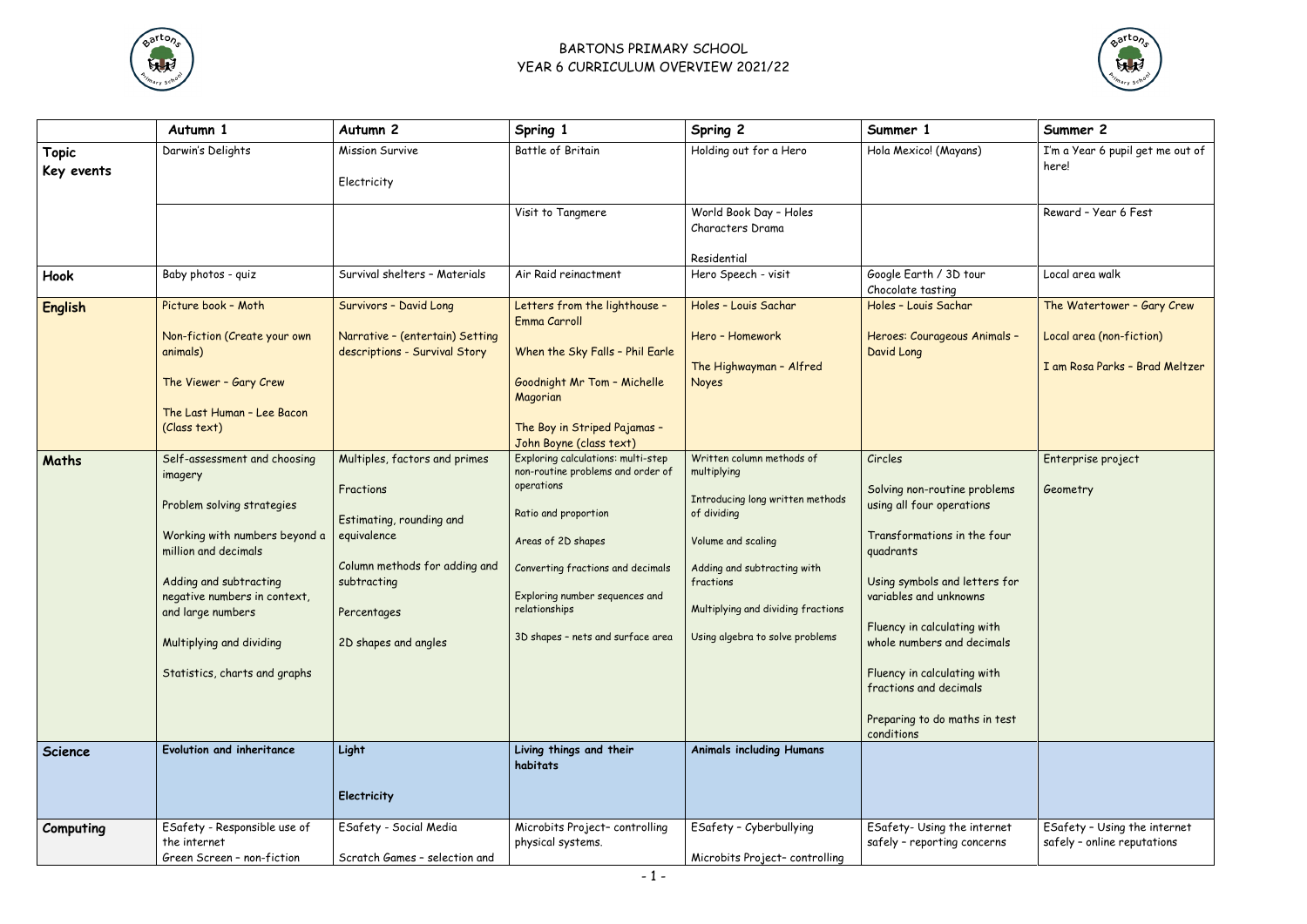BARTONS PRIMARY SCHOOL
YEAR 6 CURRICULUM OVERVIEW 2021/22

| | Autumn 1 | Autumn 2 | Spring 1 | Spring 2 | Summer 1 | Summer 2 |
|---|---|---|---|---|---|---|
| **Topic Key events** | Darwin's Delights | Mission Survive<br><br>Electricity | Battle of Britain | Holding out for a Hero | Hola Mexico! (Mayans) | I'm a Year 6 pupil get me out of here! |
| | | | Visit to Tangmere | World Book Day – Holes Characters Drama<br><br>Residential | | Reward – Year 6 Fest |
| **Hook** | Baby photos - quiz | Survival shelters – Materials | Air Raid reinactment | Hero Speech - visit | Google Earth / 3D tour<br>Chocolate tasting | Local area walk |
| **English** | Picture book – Moth<br><br>Non-fiction (Create your own animals)<br><br>The Viewer – Gary Crew<br><br>The Last Human – Lee Bacon (Class text) | Survivors – David Long<br><br>Narrative – (entertain) Setting descriptions - Survival Story | Letters from the lighthouse – Emma Carroll<br><br>When the Sky Falls – Phil Earle<br><br>Goodnight Mr Tom – Michelle Magorian<br><br>The Boy in Striped Pajamas – John Boyne (class text) | Holes – Louis Sachar<br><br>Hero – Homework<br><br>The Highwayman – Alfred Noyes | Holes – Louis Sachar<br><br>Heroes: Courageous Animals – David Long | The Watertower – Gary Crew<br><br>Local area (non-fiction)<br><br>I am Rosa Parks – Brad Meltzer |
| **Maths** | Self-assessment and choosing imagery<br><br>Problem solving strategies<br><br>Working with numbers beyond a million and decimals<br><br>Adding and subtracting negative numbers in context, and large numbers<br><br>Multiplying and dividing<br><br>Statistics, charts and graphs | Multiples, factors and primes<br><br>Fractions<br><br>Estimating, rounding and equivalence<br><br>Column methods for adding and subtracting<br><br>Percentages<br><br>2D shapes and angles | Exploring calculations: multi-step non-routine problems and order of operations<br><br>Ratio and proportion<br><br>Areas of 2D shapes<br><br>Converting fractions and decimals<br><br>Exploring number sequences and relationships<br><br>3D shapes – nets and surface area | Written column methods of multiplying<br><br>Introducing long written methods of dividing<br><br>Volume and scaling<br><br>Adding and subtracting with fractions<br><br>Multiplying and dividing fractions<br><br>Using algebra to solve problems | Circles<br><br>Solving non-routine problems using all four operations<br><br>Transformations in the four quadrants<br><br>Using symbols and letters for variables and unknowns<br><br>Fluency in calculating with whole numbers and decimals<br><br>Fluency in calculating with fractions and decimals<br><br>Preparing to do maths in test conditions | Enterprise project<br><br>Geometry |
| **Science** | **Evolution and inheritance** | **Light**<br><br>**Electricity** | **Living things and their habitats** | **Animals including Humans** | | |
| **Computing** | ESafety - Responsible use of the internet<br>Green Screen – non-fiction | ESafety - Social Media<br><br>Scratch Games – selection and | Microbits Project– controlling physical systems. | ESafety – Cyberbullying<br><br>Microbits Project– controlling | ESafety- Using the internet safely – reporting concerns | ESafety – Using the internet safely – online reputations |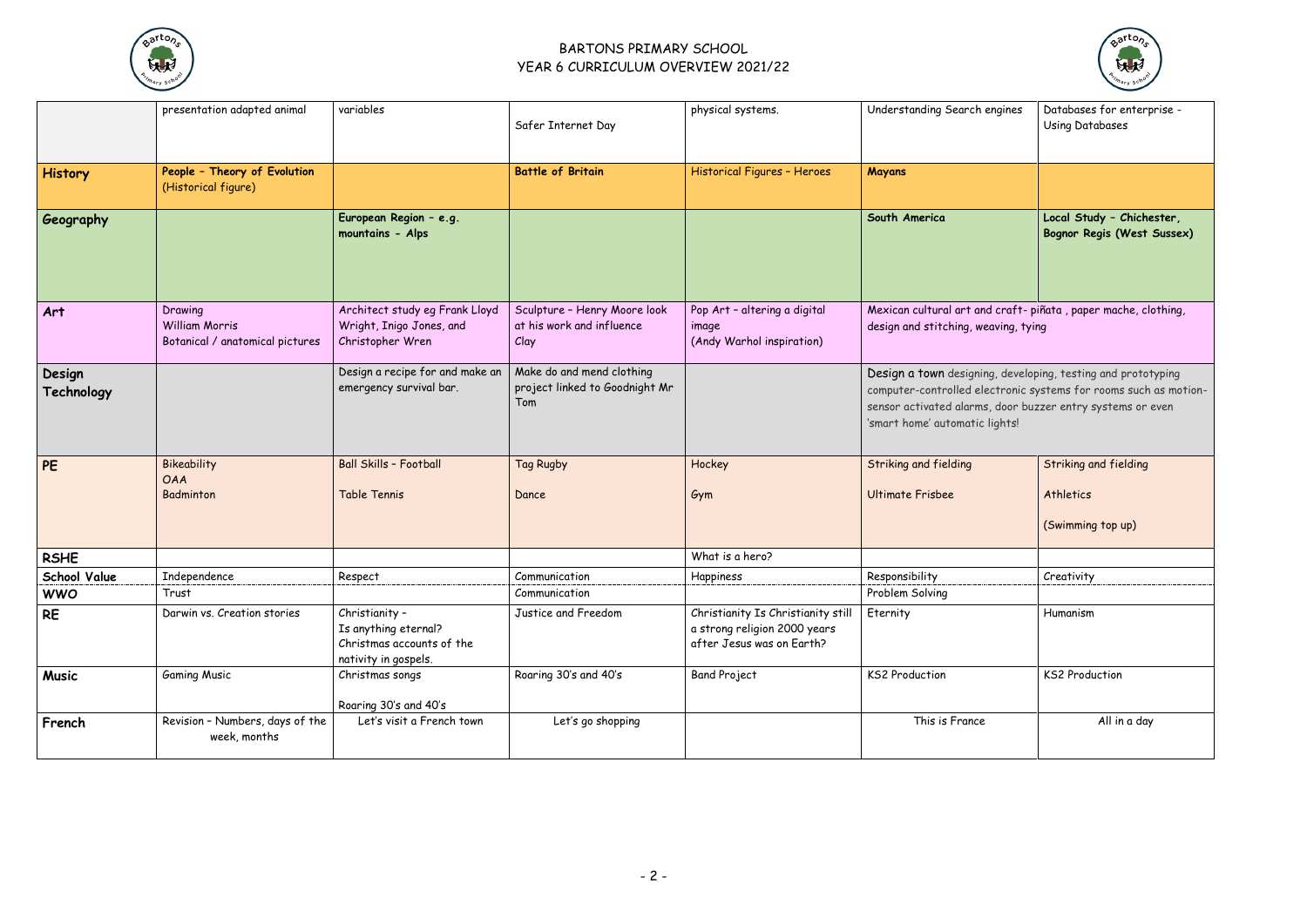# BARTONS PRIMARY SCHOOL
## YEAR 6 CURRICULUM OVERVIEW 2021/22

| | | | | | | |
|---|---|---|---|---|---|---|
| | presentation adapted animal | variables | Safer Internet Day | physical systems. | Understanding Search engines | Databases for enterprise - Using Databases |
| **History** | **People – Theory of Evolution** (Historical figure) | | **Battle of Britain** | Historical Figures – Heroes | **Mayans** | |
| **Geography** | | **European Region – e.g. mountains - Alps** | | | **South America** | **Local Study – Chichester, Bognor Regis (West Sussex)** |
| **Art** | Drawing<br>William Morris<br>Botanical / anatomical pictures | Architect study eg Frank Lloyd Wright, Inigo Jones, and Christopher Wren | Sculpture – Henry Moore look at his work and influence<br>Clay | Pop Art – altering a digital image<br>(Andy Warhol inspiration) | Mexican cultural art and craft- piñata , paper mache, clothing, design and stitching, weaving, tying | |
| **Design Technology** | | Design a recipe for and make an emergency survival bar. | Make do and mend clothing project linked to Goodnight Mr Tom | | Design a town designing, developing, testing and prototyping computer-controlled electronic systems for rooms such as motion-sensor activated alarms, door buzzer entry systems or even 'smart home' automatic lights! | |
| **PE** | Bikeability<br>OAA<br>Badminton | Ball Skills – Football<br><br>Table Tennis | Tag Rugby<br><br>Dance | Hockey<br><br>Gym | Striking and fielding<br><br>Ultimate Frisbee | Striking and fielding<br><br>Athletics<br><br>(Swimming top up) |
| **RSHE** | | | | What is a hero? | | |
| **School Value** | Independence | Respect | Communication | Happiness | Responsibility | Creativity |
| **WWO** | Trust | | Communication | | Problem Solving | |
| **RE** | Darwin vs. Creation stories | Christianity –<br>Is anything eternal?<br>Christmas accounts of the nativity in gospels. | Justice and Freedom | Christianity Is Christianity still a strong religion 2000 years after Jesus was on Earth? | Eternity | Humanism |
| **Music** | Gaming Music | Christmas songs<br><br>Roaring 30's and 40's | Roaring 30's and 40's | Band Project | KS2 Production | KS2 Production |
| **French** | Revision – Numbers, days of the week, months | Let's visit a French town | Let's go shopping | | This is France | All in a day |